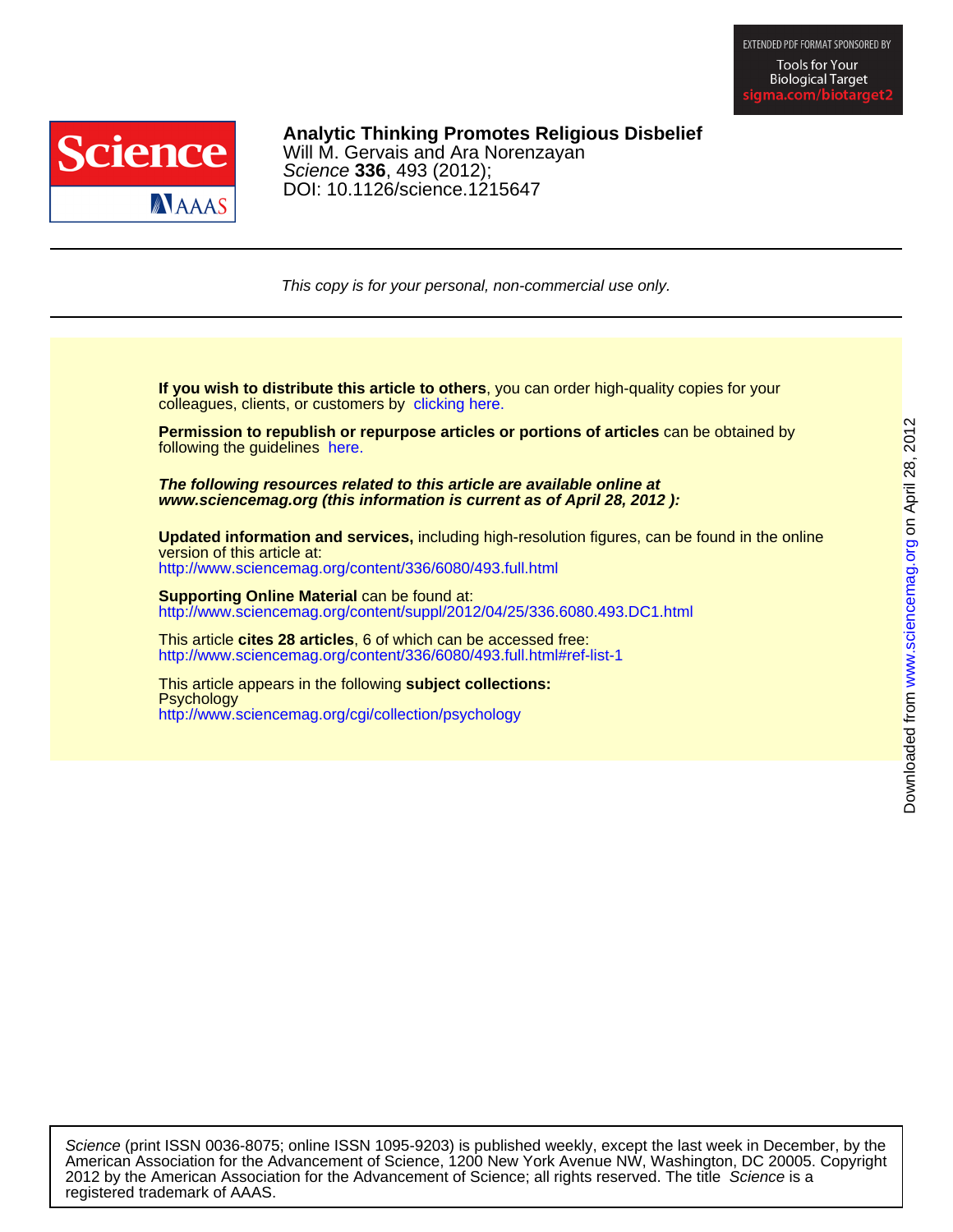# Analytic Thinking Promotes Religious Disbelief

Will M. Gervais and Ara Norenzayan

*Science* **336**, 493 (2012);

DOI: 10.1126/science.1215647

*This copy is for your personal, non-commercial use only.*

**If you wish to distribute this article to others**, you can order high-quality copies for your colleagues, clients, or customers by clicking here.

**Permission to republish or repurpose articles or portions of articles** can be obtained by following the guidelines here.

***The following resources related to this article are available online at www.sciencemag.org (this information is current as of April 28, 2012 ):***

**Updated information and services,** including high-resolution figures, can be found in the online version of this article at:
http://www.sciencemag.org/content/336/6080/493.full.html

**Supporting Online Material** can be found at:
http://www.sciencemag.org/content/suppl/2012/04/25/336.6080.493.DC1.html

This article **cites 28 articles**, 6 of which can be accessed free:
http://www.sciencemag.org/content/336/6080/493.full.html#ref-list-1

This article appears in the following **subject collections:**
Psychology
http://www.sciencemag.org/cgi/collection/psychology

*Science* (print ISSN 0036-8075; online ISSN 1095-9203) is published weekly, except the last week in December, by the American Association for the Advancement of Science, 1200 New York Avenue NW, Washington, DC 20005. Copyright 2012 by the American Association for the Advancement of Science; all rights reserved. The title *Science* is a registered trademark of AAAS.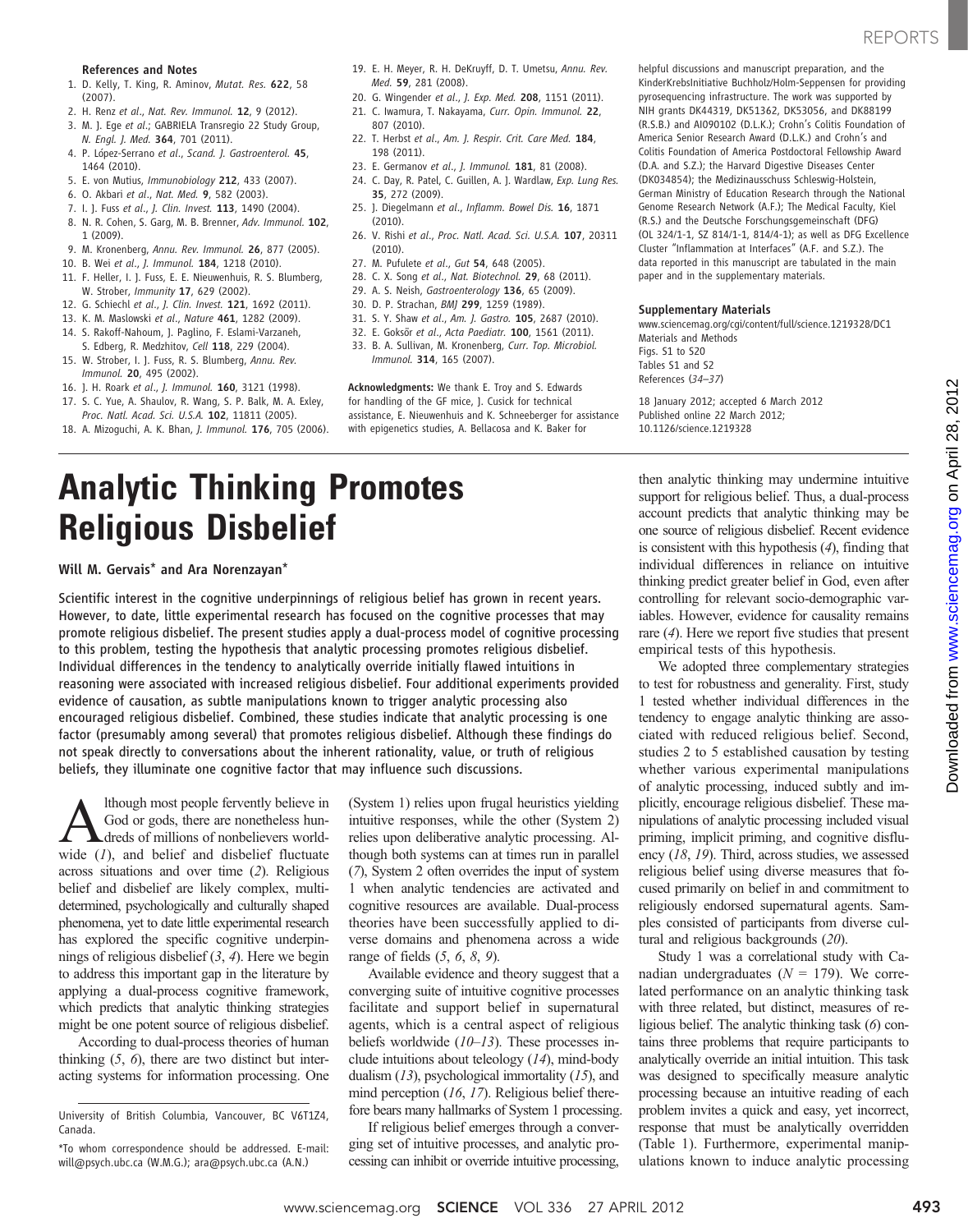### References and Notes

1. D. Kelly, T. King, R. Aminov, *Mutat. Res.* **622**, 58 (2007).
2. H. Renz *et al.*, *Nat. Rev. Immunol.* **12**, 9 (2012).
3. M. J. Ege *et al.*; GABRIELA Transregio 22 Study Group, *N. Engl. J. Med.* **364**, 701 (2011).
4. P. López-Serrano *et al.*, *Scand. J. Gastroenterol.* **45**, 1464 (2010).
5. E. von Mutius, *Immunobiology* **212**, 433 (2007).
6. O. Akbari *et al.*, *Nat. Med.* **9**, 582 (2003).
7. I. J. Fuss *et al.*, *J. Clin. Invest.* **113**, 1490 (2004).
8. N. R. Cohen, S. Garg, M. B. Brenner, *Adv. Immunol.* **102**, 1 (2009).
9. M. Kronenberg, *Annu. Rev. Immunol.* **26**, 877 (2005).
10. B. Wei *et al.*, *J. Immunol.* **184**, 1218 (2010).
11. F. Heller, I. J. Fuss, E. E. Nieuwenhuis, R. S. Blumberg, W. Strober, *Immunity* **17**, 629 (2002).
12. G. Schiechl *et al.*, *J. Clin. Invest.* **121**, 1692 (2011).
13. K. M. Maslowski *et al.*, *Nature* **461**, 1282 (2009).
14. S. Rakoff-Nahoum, J. Paglino, F. Eslami-Varzaneh, S. Edberg, R. Medzhitov, *Cell* **118**, 229 (2004).
15. W. Strober, I. J. Fuss, R. S. Blumberg, *Annu. Rev. Immunol.* **20**, 495 (2002).
16. J. H. Roark *et al.*, *J. Immunol.* **160**, 3121 (1998).
17. S. C. Yue, A. Shaulov, R. Wang, S. P. Balk, M. A. Exley, *Proc. Natl. Acad. Sci. U.S.A.* **102**, 11811 (2005).
18. A. Mizoguchi, A. K. Bhan, *J. Immunol.* **176**, 705 (2006).
19. E. H. Meyer, R. H. DeKruyff, D. T. Umetsu, *Annu. Rev. Med.* **59**, 281 (2008).
20. G. Wingender *et al.*, *J. Exp. Med.* **208**, 1151 (2011).
21. C. Iwamura, T. Nakayama, *Curr. Opin. Immunol.* **22**, 807 (2010).
22. T. Herbst *et al.*, *Am. J. Respir. Crit. Care Med.* **184**, 198 (2011).
23. E. Germanov *et al.*, *J. Immunol.* **181**, 81 (2008).
24. C. Day, R. Patel, C. Guillen, A. J. Wardlaw, *Exp. Lung Res.* **35**, 272 (2009).
25. J. Diegelmann *et al.*, *Inflamm. Bowel Dis.* **16**, 1871 (2010).
26. V. Rishi *et al.*, *Proc. Natl. Acad. Sci. U.S.A.* **107**, 20311 (2010).
27. M. Pufulete *et al.*, *Gut* **54**, 648 (2005).
28. C. X. Song *et al.*, *Nat. Biotechnol.* **29**, 68 (2011).
29. A. S. Neish, *Gastroenterology* **136**, 65 (2009).
30. D. P. Strachan, *BMJ* **299**, 1259 (1989).
31. S. Y. Shaw *et al.*, *Am. J. Gastro.* **105**, 2687 (2010).
32. E. Goksör *et al.*, *Acta Paediatr.* **100**, 1561 (2011).
33. B. A. Sullivan, M. Kronenberg, *Curr. Top. Microbiol. Immunol.* **314**, 165 (2007).

**Acknowledgments:** We thank E. Troy and S. Edwards for handling of the GF mice, J. Cusick for technical assistance, E. Nieuwenhuis and K. Schneeberger for assistance with epigenetics studies, A. Bellacosa and K. Baker for helpful discussions and manuscript preparation, and the KinderKrebsInitiative Buchholz/Holm-Seppensen for providing pyrosequencing infrastructure. The work was supported by NIH grants DK44319, DK51362, DK53056, and DK88199 (R.S.B.) and AI090102 (D.L.K.); Crohn's Colitis Foundation of America Senior Research Award (D.L.K.) and Crohn's and Colitis Foundation of America Postdoctoral Fellowship Award (D.A. and S.Z.); the Harvard Digestive Diseases Center (DK034854); the Medizinausschuss Schleswig-Holstein, German Ministry of Education Research through the National Genome Research Network (A.F.); The Medical Faculty, Kiel (R.S.) and the Deutsche Forschungsgemeinschaft (DFG) (OL 324/1-1, SZ 814/1-1, 814/4-1); as well as DFG Excellence Cluster "Inflammation at Interfaces" (A.F. and S.Z.). The data reported in this manuscript are tabulated in the main paper and in the supplementary materials.

#### Supplementary Materials

www.sciencemag.org/cgi/content/full/science.1219328/DC1
Materials and Methods
Figs. S1 to S20
Tables S1 and S2
References (*34–37*)

18 January 2012; accepted 6 March 2012
Published online 22 March 2012;
10.1126/science.1219328

# Analytic Thinking Promotes Religious Disbelief

**Will M. Gervais\* and Ara Norenzayan\***

**Scientific interest in the cognitive underpinnings of religious belief has grown in recent years. However, to date, little experimental research has focused on the cognitive processes that may promote religious disbelief. The present studies apply a dual-process model of cognitive processing to this problem, testing the hypothesis that analytic processing promotes religious disbelief. Individual differences in the tendency to analytically override initially flawed intuitions in reasoning were associated with increased religious disbelief. Four additional experiments provided evidence of causation, as subtle manipulations known to trigger analytic processing also encouraged religious disbelief. Combined, these studies indicate that analytic processing is one factor (presumably among several) that promotes religious disbelief. Although these findings do not speak directly to conversations about the inherent rationality, value, or truth of religious beliefs, they illuminate one cognitive factor that may influence such discussions.**

Although most people fervently believe in God or gods, there are nonetheless hundreds of millions of nonbelievers worldwide (*1*), and belief and disbelief fluctuate across situations and over time (*2*). Religious belief and disbelief are likely complex, multidetermined, psychologically and culturally shaped phenomena, yet to date little experimental research has explored the specific cognitive underpinnings of religious disbelief (*3*, *4*). Here we begin to address this important gap in the literature by applying a dual-process cognitive framework, which predicts that analytic thinking strategies might be one potent source of religious disbelief.

According to dual-process theories of human thinking (*5*, *6*), there are two distinct but interacting systems for information processing. One (System 1) relies upon frugal heuristics yielding intuitive responses, while the other (System 2) relies upon deliberative analytic processing. Although both systems can at times run in parallel (*7*), System 2 often overrides the input of system 1 when analytic tendencies are activated and cognitive resources are available. Dual-process theories have been successfully applied to diverse domains and phenomena across a wide range of fields (*5*, *6*, *8*, *9*).

Available evidence and theory suggest that a converging suite of intuitive cognitive processes facilitate and support belief in supernatural agents, which is a central aspect of religious beliefs worldwide (*10–13*). These processes include intuitions about teleology (*14*), mind-body dualism (*13*), psychological immortality (*15*), and mind perception (*16*, *17*). Religious belief therefore bears many hallmarks of System 1 processing.

If religious belief emerges through a converging set of intuitive processes, and analytic processing can inhibit or override intuitive processing, then analytic thinking may undermine intuitive support for religious belief. Thus, a dual-process account predicts that analytic thinking may be one source of religious disbelief. Recent evidence is consistent with this hypothesis (*4*), finding that individual differences in reliance on intuitive thinking predict greater belief in God, even after controlling for relevant socio-demographic variables. However, evidence for causality remains rare (*4*). Here we report five studies that present empirical tests of this hypothesis.

We adopted three complementary strategies to test for robustness and generality. First, study 1 tested whether individual differences in the tendency to engage analytic thinking are associated with reduced religious belief. Second, studies 2 to 5 established causation by testing whether various experimental manipulations of analytic processing, induced subtly and implicitly, encourage religious disbelief. These manipulations of analytic processing included visual priming, implicit priming, and cognitive disfluency (*18*, *19*). Third, across studies, we assessed religious belief using diverse measures that focused primarily on belief in and commitment to religiously endorsed supernatural agents. Samples consisted of participants from diverse cultural and religious backgrounds (*20*).

Study 1 was a correlational study with Canadian undergraduates ($N$ = 179). We correlated performance on an analytic thinking task with three related, but distinct, measures of religious belief. The analytic thinking task (*6*) contains three problems that require participants to analytically override an initial intuition. This task was designed to specifically measure analytic processing because an intuitive reading of each problem invites a quick and easy, yet incorrect, response that must be analytically overridden (Table 1). Furthermore, experimental manipulations known to induce analytic processing

University of British Columbia, Vancouver, BC V6T1Z4, Canada.

\*To whom correspondence should be addressed. E-mail: will@psych.ubc.ca (W.M.G.); ara@psych.ubc.ca (A.N.)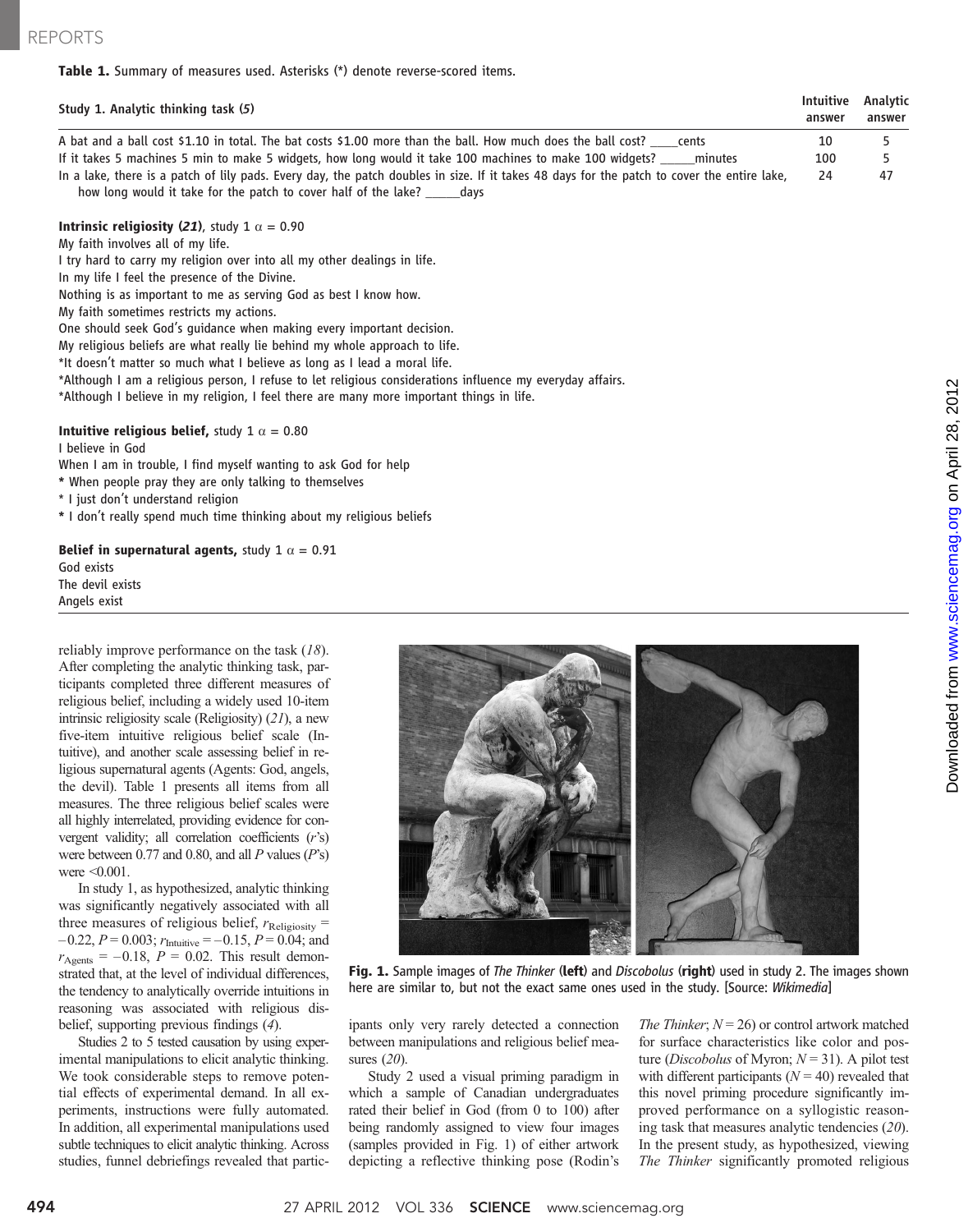**Table 1.** Summary of measures used. Asterisks (*) denote reverse-scored items.

| Study 1. Analytic thinking task (*5*) | Intuitive answer | Analytic answer |
|---|---|---|
| A bat and a ball cost $1.10 in total. The bat costs $1.00 more than the ball. How much does the ball cost? ____cents | 10 | 5 |
| If it takes 5 machines 5 min to make 5 widgets, how long would it take 100 machines to make 100 widgets? _____minutes | 100 | 5 |
| In a lake, there is a patch of lily pads. Every day, the patch doubles in size. If it takes 48 days for the patch to cover the entire lake, how long would it take for the patch to cover half of the lake? _____days | 24 | 47 |

**Intrinsic religiosity (*21*)**, study 1 $\alpha$ = 0.90
My faith involves all of my life.
I try hard to carry my religion over into all my other dealings in life.
In my life I feel the presence of the Divine.
Nothing is as important to me as serving God as best I know how.
My faith sometimes restricts my actions.
One should seek God's guidance when making every important decision.
My religious beliefs are what really lie behind my whole approach to life.
*It doesn't matter so much what I believe as long as I lead a moral life.
*Although I am a religious person, I refuse to let religious considerations influence my everyday affairs.
*Although I believe in my religion, I feel there are many more important things in life.

**Intuitive religious belief,** study 1 $\alpha$ = 0.80
I believe in God
When I am in trouble, I find myself wanting to ask God for help
* When people pray they are only talking to themselves
* I just don't understand religion
* I don't really spend much time thinking about my religious beliefs

**Belief in supernatural agents,** study 1 $\alpha$ = 0.91
God exists
The devil exists
Angels exist

reliably improve performance on the task (*18*). After completing the analytic thinking task, participants completed three different measures of religious belief, including a widely used 10-item intrinsic religiosity scale (Religiosity) (*21*), a new five-item intuitive religious belief scale (Intuitive), and another scale assessing belief in religious supernatural agents (Agents: God, angels, the devil). Table 1 presents all items from all measures. The three religious belief scales were all highly interrelated, providing evidence for convergent validity; all correlation coefficients ($r$'s) were between 0.77 and 0.80, and all $P$ values ($P$'s) were <0.001.

In study 1, as hypothesized, analytic thinking was significantly negatively associated with all three measures of religious belief, $r_{\text{Religiosity}} = -0.22$, $P = 0.003$; $r_{\text{Intuitive}} = -0.15$, $P = 0.04$; and $r_{\text{Agents}} = -0.18$, $P = 0.02$. This result demonstrated that, at the level of individual differences, the tendency to analytically override intuitions in reasoning was associated with religious disbelief, supporting previous findings (*4*).

Studies 2 to 5 tested causation by using experimental manipulations to elicit analytic thinking. We took considerable steps to remove potential effects of experimental demand. In all experiments, instructions were fully automated. In addition, all experimental manipulations used subtle techniques to elicit analytic thinking. Across studies, funnel debriefings revealed that participants only very rarely detected a connection between manipulations and religious belief measures (*20*).

Study 2 used a visual priming paradigm in which a sample of Canadian undergraduates rated their belief in God (from 0 to 100) after being randomly assigned to view four images (samples provided in Fig. 1) of either artwork depicting a reflective thinking pose (Rodin's *The Thinker*; $N = 26$) or control artwork matched for surface characteristics like color and posture (*Discobolus* of Myron; $N = 31$). A pilot test with different participants ($N = 40$) revealed that this novel priming procedure significantly improved performance on a syllogistic reasoning task that measures analytic tendencies (*20*). In the present study, as hypothesized, viewing *The Thinker* significantly promoted religious

**Fig. 1.** Sample images of *The Thinker* (**left**) and *Discobolus* (**right**) used in study 2. The images shown here are similar to, but not the exact same ones used in the study. [Source: *Wikimedia*]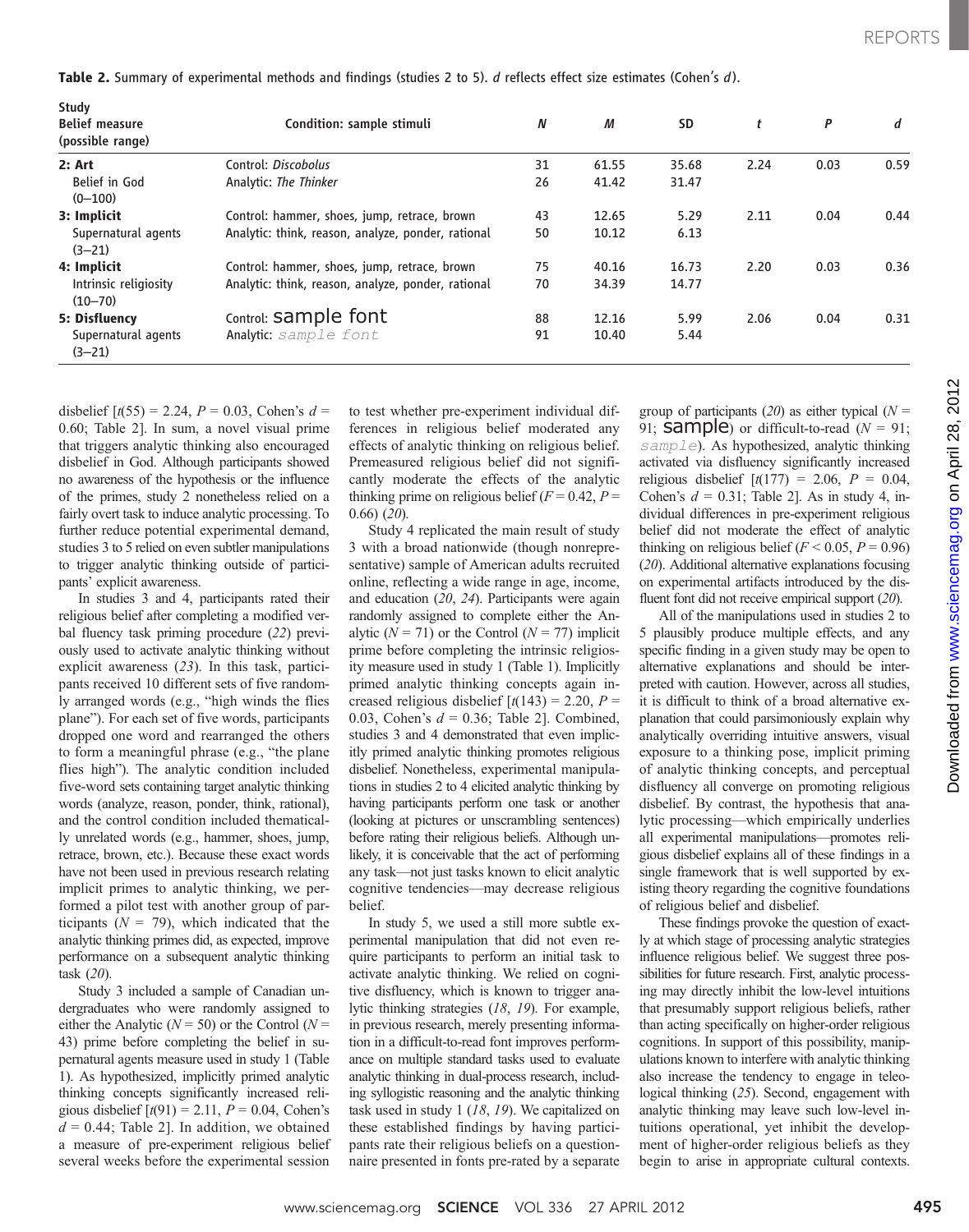**Table 2.** Summary of experimental methods and findings (studies 2 to 5). *d* reflects effect size estimates (Cohen's *d*).

| Study<br>Belief measure<br>(possible range) | Condition: sample stimuli | *N* | *M* | SD | *t* | *P* | *d* |
|---|---|---|---|---|---|---|---|
| **2: Art**<br>Belief in God<br>(0–100) | Control: *Discobolus*<br>Analytic: *The Thinker* | 31<br>26 | 61.55<br>41.42 | 35.68<br>31.47 | 2.24 | 0.03 | 0.59 |
| **3: Implicit**<br>Supernatural agents<br>(3–21) | Control: hammer, shoes, jump, retrace, brown<br>Analytic: think, reason, analyze, ponder, rational | 43<br>50 | 12.65<br>10.12 | 5.29<br>6.13 | 2.11 | 0.04 | 0.44 |
| **4: Implicit**<br>Intrinsic religiosity<br>(10–70) | Control: hammer, shoes, jump, retrace, brown<br>Analytic: think, reason, analyze, ponder, rational | 75<br>70 | 40.16<br>34.39 | 16.73<br>14.77 | 2.20 | 0.03 | 0.36 |
| **5: Disfluency**<br>Supernatural agents<br>(3–21) | Control: sample font<br>Analytic: *sample font* | 88<br>91 | 12.16<br>10.40 | 5.99<br>5.44 | 2.06 | 0.04 | 0.31 |

disbelief [$t(55) = 2.24$, $P = 0.03$, Cohen's $d = 0.60$; Table 2]. In sum, a novel visual prime that triggers analytic thinking also encouraged disbelief in God. Although participants showed no awareness of the hypothesis or the influence of the primes, study 2 nonetheless relied on a fairly overt task to induce analytic processing. To further reduce potential experimental demand, studies 3 to 5 relied on even subtler manipulations to trigger analytic thinking outside of participants' explicit awareness.

In studies 3 and 4, participants rated their religious belief after completing a modified verbal fluency task priming procedure (*22*) previously used to activate analytic thinking without explicit awareness (*23*). In this task, participants received 10 different sets of five randomly arranged words (e.g., "high winds the flies plane"). For each set of five words, participants dropped one word and rearranged the others to form a meaningful phrase (e.g., "the plane flies high"). The analytic condition included five-word sets containing target analytic thinking words (analyze, reason, ponder, think, rational), and the control condition included thematically unrelated words (e.g., hammer, shoes, jump, retrace, brown, etc.). Because these exact words have not been used in previous research relating implicit primes to analytic thinking, we performed a pilot test with another group of participants ($N = 79$), which indicated that the analytic thinking primes did, as expected, improve performance on a subsequent analytic thinking task (*20*).

Study 3 included a sample of Canadian undergraduates who were randomly assigned to either the Analytic ($N = 50$) or the Control ($N = 43$) prime before completing the belief in supernatural agents measure used in study 1 (Table 1). As hypothesized, implicitly primed analytic thinking concepts significantly increased religious disbelief [$t(91) = 2.11$, $P = 0.04$, Cohen's $d = 0.44$; Table 2]. In addition, we obtained a measure of pre-experiment religious belief several weeks before the experimental session to test whether pre-experiment individual differences in religious belief moderated any effects of analytic thinking on religious belief. Premeasured religious belief did not significantly moderate the effects of the analytic thinking prime on religious belief ($F = 0.42$, $P = 0.66$) (*20*).

Study 4 replicated the main result of study 3 with a broad nationwide (though nonrepresentative) sample of American adults recruited online, reflecting a wide range in age, income, and education (*20*, *24*). Participants were again randomly assigned to complete either the Analytic ($N = 71$) or the Control ($N = 77$) implicit prime before completing the intrinsic religiosity measure used in study 1 (Table 1). Implicitly primed analytic thinking concepts again increased religious disbelief [$t(143) = 2.20$, $P = 0.03$, Cohen's $d = 0.36$; Table 2]. Combined, studies 3 and 4 demonstrated that even implicitly primed analytic thinking promotes religious disbelief. Nonetheless, experimental manipulations in studies 2 to 4 elicited analytic thinking by having participants perform one task or another (looking at pictures or unscrambling sentences) before rating their religious beliefs. Although unlikely, it is conceivable that the act of performing any task—not just tasks known to elicit analytic cognitive tendencies—may decrease religious belief.

In study 5, we used a still more subtle experimental manipulation that did not even require participants to perform an initial task to activate analytic thinking. We relied on cognitive disfluency, which is known to trigger analytic thinking strategies (*18*, *19*). For example, in previous research, merely presenting information in a difficult-to-read font improves performance on multiple standard tasks used to evaluate analytic thinking in dual-process research, including syllogistic reasoning and the analytic thinking task used in study 1 (*18*, *19*). We capitalized on these established findings by having participants rate their religious beliefs on a questionnaire presented in fonts pre-rated by a separate group of participants (*20*) as either typical ($N = 91$; sample) or difficult-to-read ($N = 91$; *sample*). As hypothesized, analytic thinking activated via disfluency significantly increased religious disbelief [$t(177) = 2.06$, $P = 0.04$, Cohen's $d = 0.31$; Table 2]. As in study 4, individual differences in pre-experiment religious belief did not moderate the effect of analytic thinking on religious belief ($F < 0.05$, $P = 0.96$) (*20*). Additional alternative explanations focusing on experimental artifacts introduced by the disfluent font did not receive empirical support (*20*).

All of the manipulations used in studies 2 to 5 plausibly produce multiple effects, and any specific finding in a given study may be open to alternative explanations and should be interpreted with caution. However, across all studies, it is difficult to think of a broad alternative explanation that could parsimoniously explain why analytically overriding intuitive answers, visual exposure to a thinking pose, implicit priming of analytic thinking concepts, and perceptual disfluency all converge on promoting religious disbelief. By contrast, the hypothesis that analytic processing—which empirically underlies all experimental manipulations—promotes religious disbelief explains all of these findings in a single framework that is well supported by existing theory regarding the cognitive foundations of religious belief and disbelief.

These findings provoke the question of exactly at which stage of processing analytic strategies influence religious belief. We suggest three possibilities for future research. First, analytic processing may directly inhibit the low-level intuitions that presumably support religious beliefs, rather than acting specifically on higher-order religious cognitions. In support of this possibility, manipulations known to interfere with analytic thinking also increase the tendency to engage in teleological thinking (*25*). Second, engagement with analytic thinking may leave such low-level intuitions operational, yet inhibit the development of higher-order religious beliefs as they begin to arise in appropriate cultural contexts.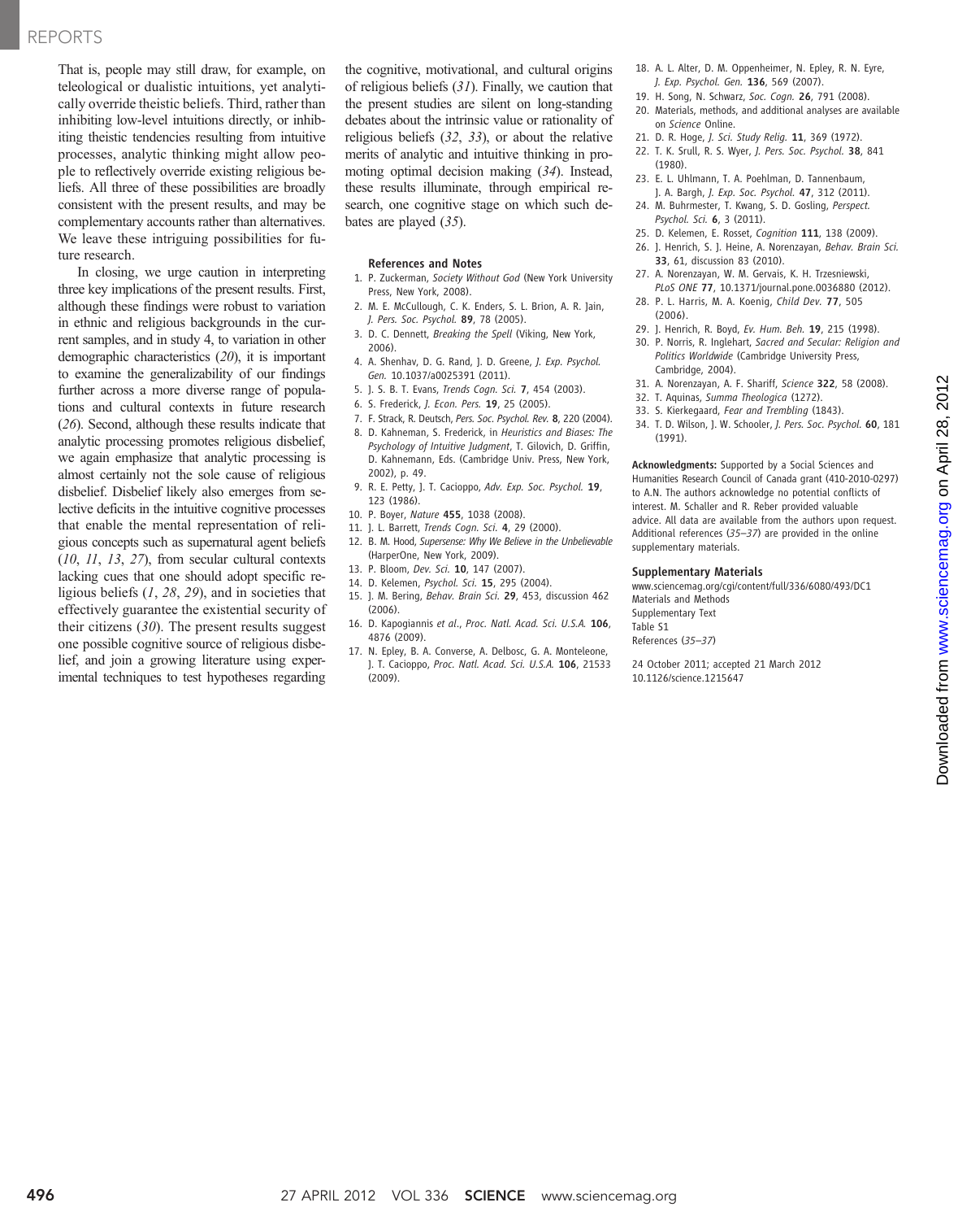That is, people may still draw, for example, on teleological or dualistic intuitions, yet analytically override theistic beliefs. Third, rather than inhibiting low-level intuitions directly, or inhibiting theistic tendencies resulting from intuitive processes, analytic thinking might allow people to reflectively override existing religious beliefs. All three of these possibilities are broadly consistent with the present results, and may be complementary accounts rather than alternatives. We leave these intriguing possibilities for future research.

In closing, we urge caution in interpreting three key implications of the present results. First, although these findings were robust to variation in ethnic and religious backgrounds in the current samples, and in study 4, to variation in other demographic characteristics (*20*), it is important to examine the generalizability of our findings further across a more diverse range of populations and cultural contexts in future research (*26*). Second, although these results indicate that analytic processing promotes religious disbelief, we again emphasize that analytic processing is almost certainly not the sole cause of religious disbelief. Disbelief likely also emerges from selective deficits in the intuitive cognitive processes that enable the mental representation of religious concepts such as supernatural agent beliefs (*10*, *11*, *13*, *27*), from secular cultural contexts lacking cues that one should adopt specific religious beliefs (*1*, *28*, *29*), and in societies that effectively guarantee the existential security of their citizens (*30*). The present results suggest one possible cognitive source of religious disbelief, and join a growing literature using experimental techniques to test hypotheses regarding the cognitive, motivational, and cultural origins of religious beliefs (*31*). Finally, we caution that the present studies are silent on long-standing debates about the intrinsic value or rationality of religious beliefs (*32*, *33*), or about the relative merits of analytic and intuitive thinking in promoting optimal decision making (*34*). Instead, these results illuminate, through empirical research, one cognitive stage on which such debates are played (*35*).

### References and Notes

1. P. Zuckerman, *Society Without God* (New York University Press, New York, 2008).
2. M. E. McCullough, C. K. Enders, S. L. Brion, A. R. Jain, *J. Pers. Soc. Psychol.* **89**, 78 (2005).
3. D. C. Dennett, *Breaking the Spell* (Viking, New York, 2006).
4. A. Shenhav, D. G. Rand, J. D. Greene, *J. Exp. Psychol. Gen.* 10.1037/a0025391 (2011).
5. J. S. B. T. Evans, *Trends Cogn. Sci.* **7**, 454 (2003).
6. S. Frederick, *J. Econ. Pers.* **19**, 25 (2005).
7. F. Strack, R. Deutsch, *Pers. Soc. Psychol. Rev.* **8**, 220 (2004).
8. D. Kahneman, S. Frederick, in *Heuristics and Biases: The Psychology of Intuitive Judgment*, T. Gilovich, D. Griffin, D. Kahnemann, Eds. (Cambridge Univ. Press, New York, 2002), p. 49.
9. R. E. Petty, J. T. Cacioppo, *Adv. Exp. Soc. Psychol.* **19**, 123 (1986).
10. P. Boyer, *Nature* **455**, 1038 (2008).
11. J. L. Barrett, *Trends Cogn. Sci.* **4**, 29 (2000).
12. B. M. Hood, *Supersense: Why We Believe in the Unbelievable* (HarperOne, New York, 2009).
13. P. Bloom, *Dev. Sci.* **10**, 147 (2007).
14. D. Kelemen, *Psychol. Sci.* **15**, 295 (2004).
15. J. M. Bering, *Behav. Brain Sci.* **29**, 453, discussion 462 (2006).
16. D. Kapogiannis *et al.*, *Proc. Natl. Acad. Sci. U.S.A.* **106**, 4876 (2009).
17. N. Epley, B. A. Converse, A. Delbosc, G. A. Monteleone, J. T. Cacioppo, *Proc. Natl. Acad. Sci. U.S.A.* **106**, 21533 (2009).
18. A. L. Alter, D. M. Oppenheimer, N. Epley, R. N. Eyre, *J. Exp. Psychol. Gen.* **136**, 569 (2007).
19. H. Song, N. Schwarz, *Soc. Cogn.* **26**, 791 (2008).
20. Materials, methods, and additional analyses are available on *Science* Online.
21. D. R. Hoge, *J. Sci. Study Relig.* **11**, 369 (1972).
22. T. K. Srull, R. S. Wyer, *J. Pers. Soc. Psychol.* **38**, 841 (1980).
23. E. L. Uhlmann, T. A. Poehlman, D. Tannenbaum, J. A. Bargh, *J. Exp. Soc. Psychol.* **47**, 312 (2011).
24. M. Buhrmester, T. Kwang, S. D. Gosling, *Perspect. Psychol. Sci.* **6**, 3 (2011).
25. D. Kelemen, E. Rosset, *Cognition* **111**, 138 (2009).
26. J. Henrich, S. J. Heine, A. Norenzayan, *Behav. Brain Sci.* **33**, 61, discussion 83 (2010).
27. A. Norenzayan, W. M. Gervais, K. H. Trzesniewski, *PLoS ONE* **77**, 10.1371/journal.pone.0036880 (2012).
28. P. L. Harris, M. A. Koenig, *Child Dev.* **77**, 505 (2006).
29. J. Henrich, R. Boyd, *Ev. Hum. Beh.* **19**, 215 (1998).
30. P. Norris, R. Inglehart, *Sacred and Secular: Religion and Politics Worldwide* (Cambridge University Press, Cambridge, 2004).
31. A. Norenzayan, A. F. Shariff, *Science* **322**, 58 (2008).
32. T. Aquinas, *Summa Theologica* (1272).
33. S. Kierkegaard, *Fear and Trembling* (1843).
34. T. D. Wilson, J. W. Schooler, *J. Pers. Soc. Psychol.* **60**, 181 (1991).

**Acknowledgments:** Supported by a Social Sciences and Humanities Research Council of Canada grant (410-2010-0297) to A.N. The authors acknowledge no potential conflicts of interest. M. Schaller and R. Reber provided valuable advice. All data are available from the authors upon request. Additional references (*35*–*37*) are provided in the online supplementary materials.

### Supplementary Materials

www.sciencemag.org/cgi/content/full/336/6080/493/DC1
Materials and Methods
Supplementary Text
Table S1
References (*35*–*37*)

24 October 2011; accepted 21 March 2012
10.1126/science.1215647